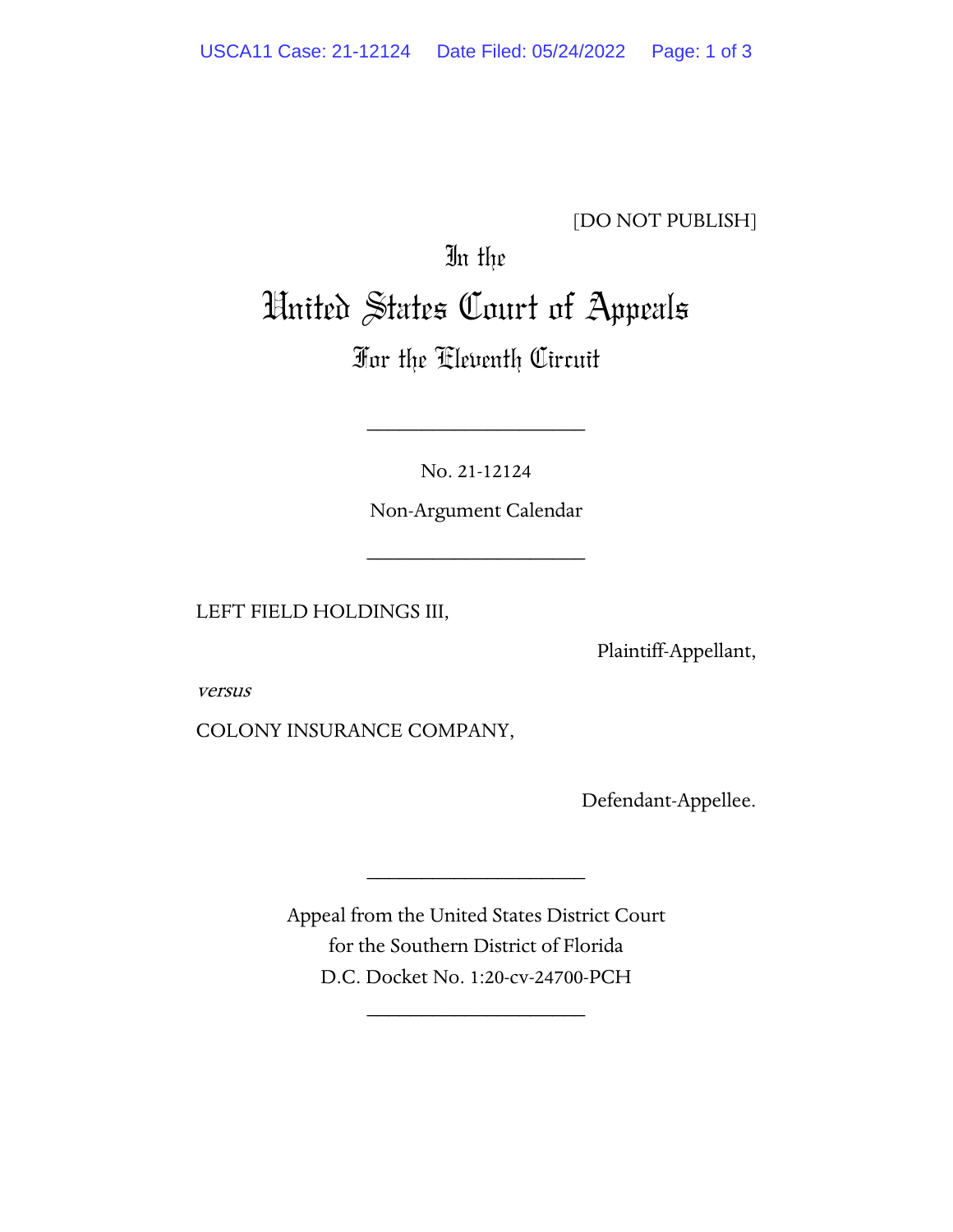[DO NOT PUBLISH]

# In the United States Court of Appeals For the Eleventh Circuit

____________________

No. 21-12124

Non-Argument Calendar

____________________

LEFT FIELD HOLDINGS III,

Plaintiff-Appellant,

*versus*

COLONY INSURANCE COMPANY,

Defendant-Appellee.

____________________

Appeal from the United States District Court
for the Southern District of Florida
D.C. Docket No. 1:20-cv-24700-PCH

____________________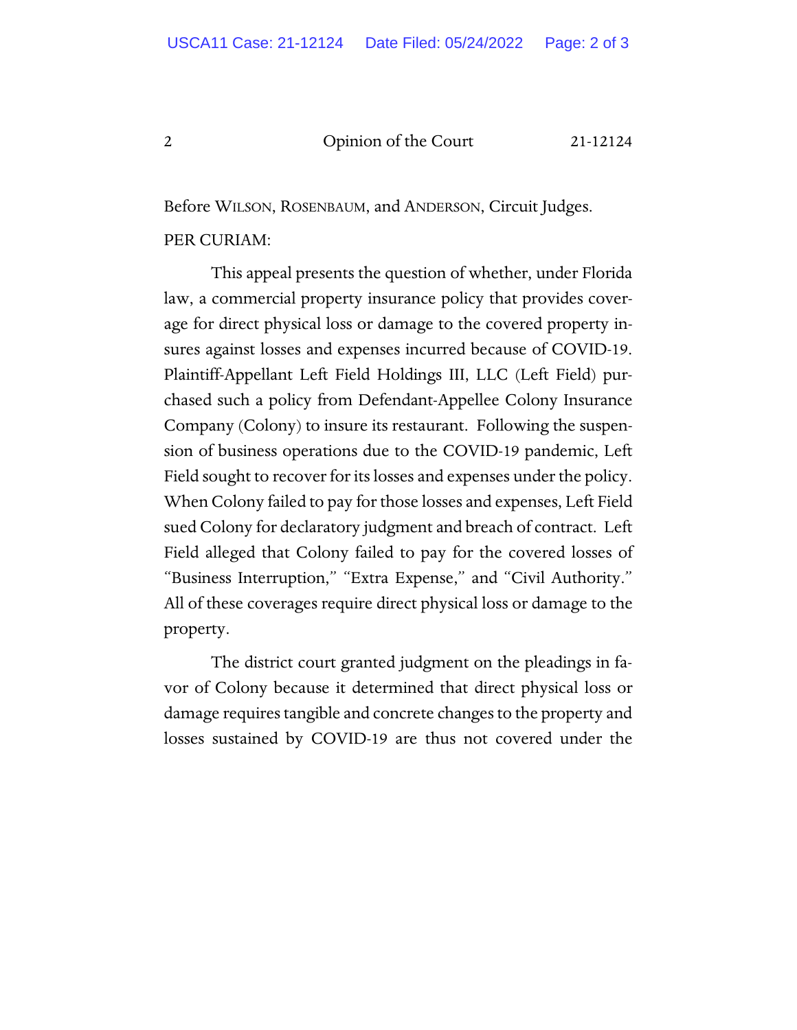Before WILSON, ROSENBAUM, and ANDERSON, Circuit Judges.

PER CURIAM:

This appeal presents the question of whether, under Florida law, a commercial property insurance policy that provides coverage for direct physical loss or damage to the covered property insures against losses and expenses incurred because of COVID-19. Plaintiff-Appellant Left Field Holdings III, LLC (Left Field) purchased such a policy from Defendant-Appellee Colony Insurance Company (Colony) to insure its restaurant. Following the suspension of business operations due to the COVID-19 pandemic, Left Field sought to recover for its losses and expenses under the policy. When Colony failed to pay for those losses and expenses, Left Field sued Colony for declaratory judgment and breach of contract. Left Field alleged that Colony failed to pay for the covered losses of "Business Interruption," "Extra Expense," and "Civil Authority." All of these coverages require direct physical loss or damage to the property.

The district court granted judgment on the pleadings in favor of Colony because it determined that direct physical loss or damage requires tangible and concrete changes to the property and losses sustained by COVID-19 are thus not covered under the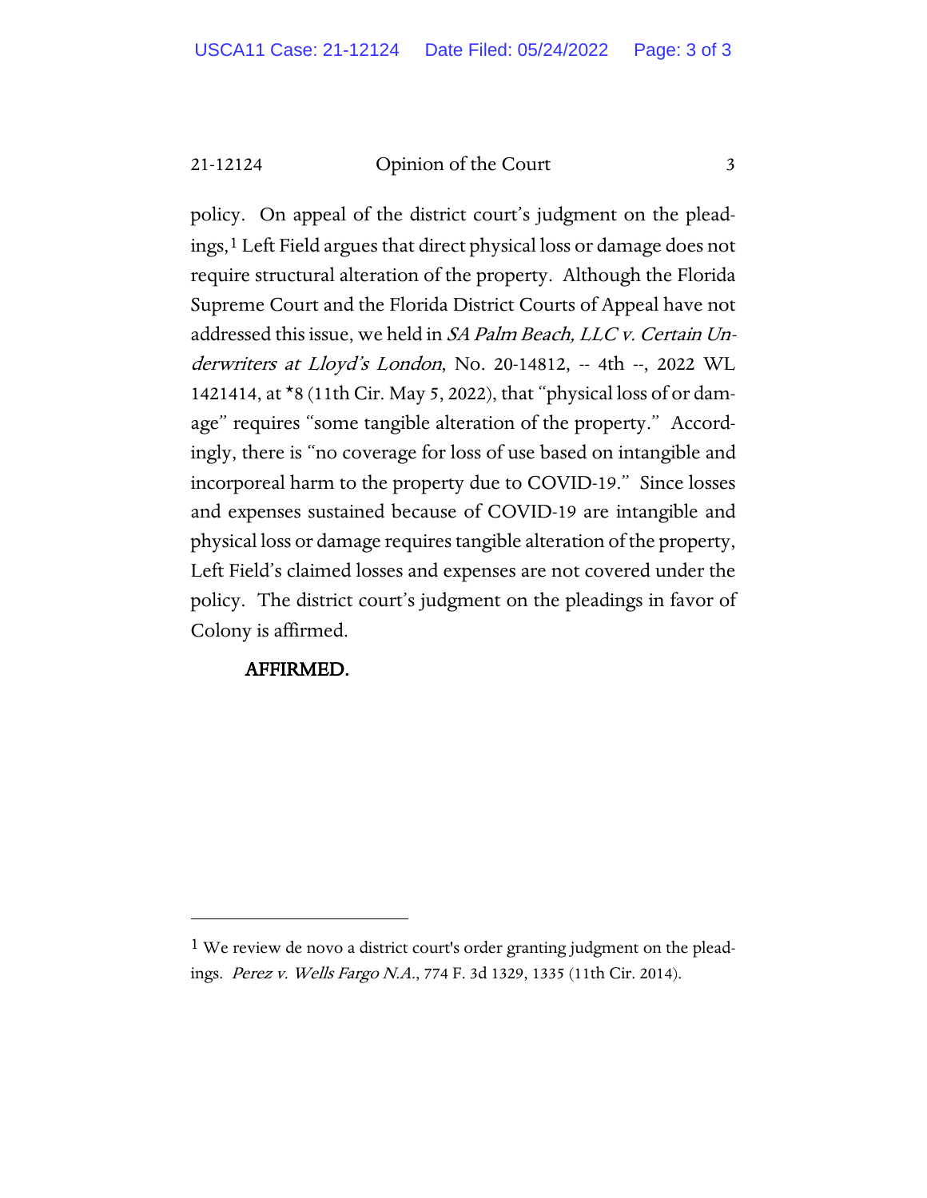policy. On appeal of the district court's judgment on the pleadings,[1] Left Field argues that direct physical loss or damage does not require structural alteration of the property. Although the Florida Supreme Court and the Florida District Courts of Appeal have not addressed this issue, we held in *SA Palm Beach, LLC v. Certain Underwriters at Lloyd's London*, No. 20-14812, -- 4th --, 2022 WL 1421414, at *8 (11th Cir. May 5, 2022), that "physical loss of or damage" requires "some tangible alteration of the property." Accordingly, there is "no coverage for loss of use based on intangible and incorporeal harm to the property due to COVID-19." Since losses and expenses sustained because of COVID-19 are intangible and physical loss or damage requires tangible alteration of the property, Left Field's claimed losses and expenses are not covered under the policy. The district court's judgment on the pleadings in favor of Colony is affirmed.

**AFFIRMED.**

---

[1] We review de novo a district court's order granting judgment on the pleadings. *Perez v. Wells Fargo N.A.*, 774 F. 3d 1329, 1335 (11th Cir. 2014).